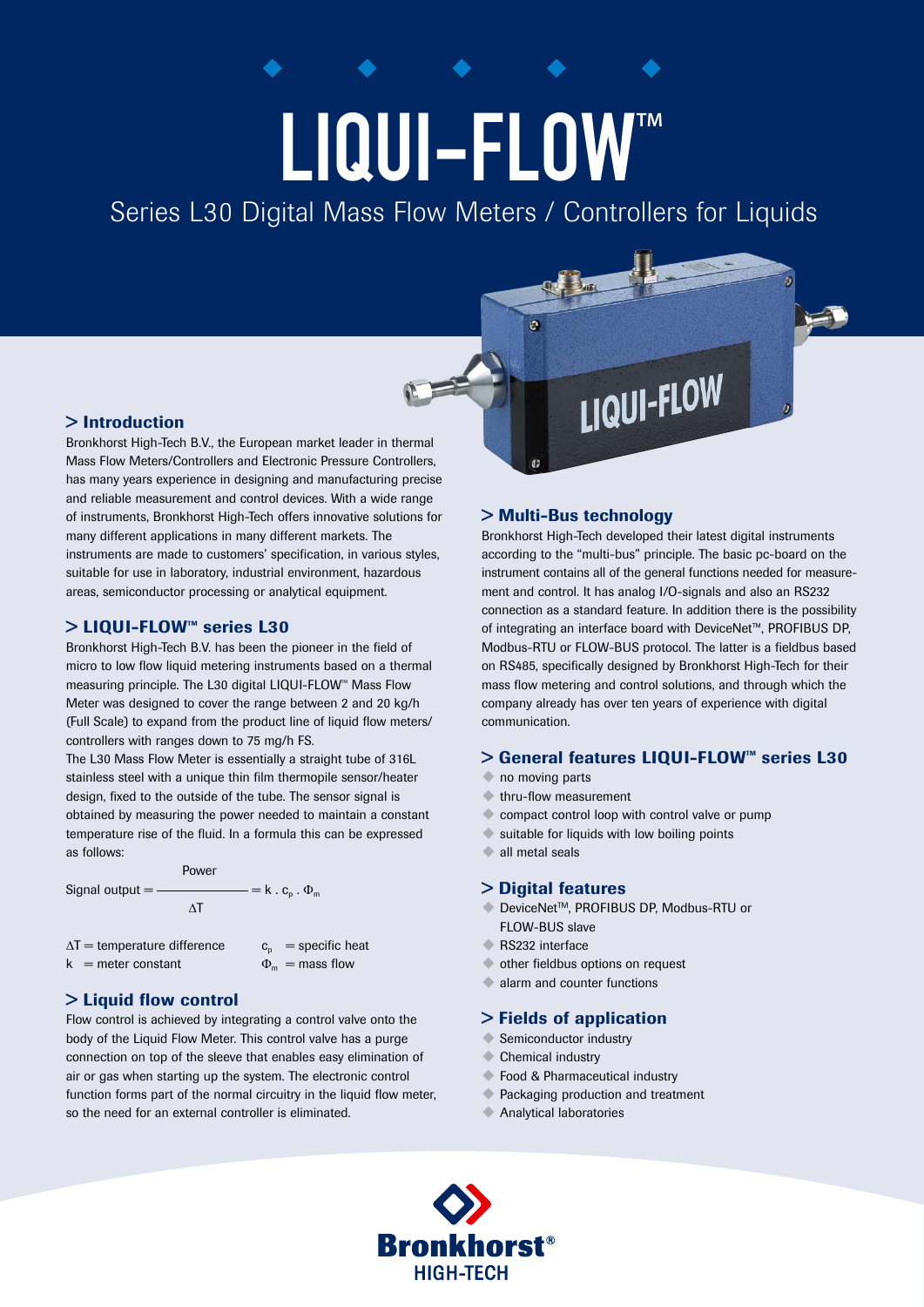# LIQUI-FLOW™

Series L30 Digital Mass Flow Meters / Controllers for Liquids

## > Introduction

Bronkhorst High-Tech B.V., the European market leader in thermal Mass Flow Meters/Controllers and Electronic Pressure Controllers, has many years experience in designing and manufacturing precise and reliable measurement and control devices. With a wide range of instruments, Bronkhorst High-Tech offers innovative solutions for many different applications in many different markets. The instruments are made to customers' specification, in various styles, suitable for use in laboratory, industrial environment, hazardous areas, semiconductor processing or analytical equipment.

## > LIQUI-FLOW™ series L30

Bronkhorst High-Tech B.V. has been the pioneer in the field of micro to low flow liquid metering instruments based on a thermal measuring principle. The L30 digital LIQUI-FLOW™ Mass Flow Meter was designed to cover the range between 2 and 20 kg/h (Full Scale) to expand from the product line of liquid flow meters/controllers with ranges down to 75 mg/h FS.

The L30 Mass Flow Meter is essentially a straight tube of 316L stainless steel with a unique thin film thermopile sensor/heater design, fixed to the outside of the tube. The sensor signal is obtained by measuring the power needed to maintain a constant temperature rise of the fluid. In a formula this can be expressed as follows:

$$\text{Signal output} = \frac{\text{Power}}{\Delta T} = k \cdot c_p \cdot \Phi_m$$

$\Delta T$ = temperature difference

$k$ = meter constant

$c_p$ = specific heat

$\Phi_m$ = mass flow

## > Liquid flow control

Flow control is achieved by integrating a control valve onto the body of the Liquid Flow Meter. This control valve has a purge connection on top of the sleeve that enables easy elimination of air or gas when starting up the system. The electronic control function forms part of the normal circuitry in the liquid flow meter, so the need for an external controller is eliminated.

## > Multi-Bus technology

Bronkhorst High-Tech developed their latest digital instruments according to the "multi-bus" principle. The basic pc-board on the instrument contains all of the general functions needed for measurement and control. It has analog I/O-signals and also an RS232 connection as a standard feature. In addition there is the possibility of integrating an interface board with DeviceNet™, PROFIBUS DP, Modbus-RTU or FLOW-BUS protocol. The latter is a fieldbus based on RS485, specifically designed by Bronkhorst High-Tech for their mass flow metering and control solutions, and through which the company already has over ten years of experience with digital communication.

## > General features LIQUI-FLOW™ series L30

- no moving parts
- thru-flow measurement
- compact control loop with control valve or pump
- suitable for liquids with low boiling points
- all metal seals

## > Digital features

- DeviceNet™, PROFIBUS DP, Modbus-RTU or FLOW-BUS slave
- RS232 interface
- other fieldbus options on request
- alarm and counter functions

## > Fields of application

- Semiconductor industry
- Chemical industry
- Food & Pharmaceutical industry
- Packaging production and treatment
- Analytical laboratories

Bronkhorst® HIGH-TECH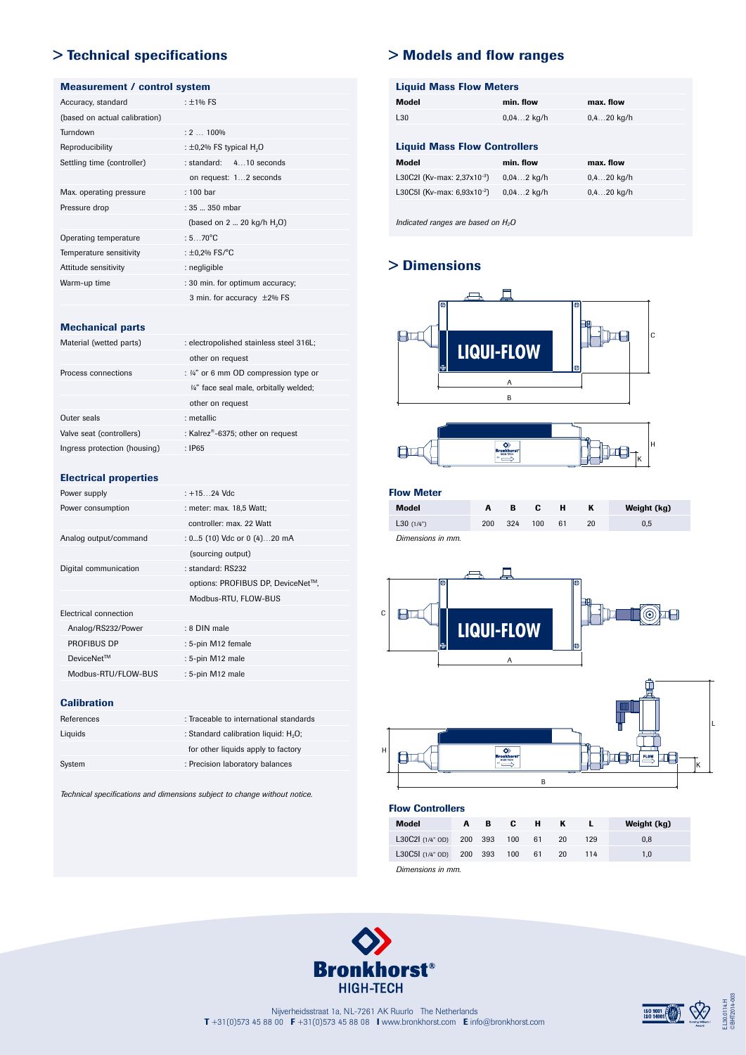## > Technical specifications

### Measurement / control system

| | |
|---|---|
| Accuracy, standard | : ±1% FS |
| (based on actual calibration) | |
| Turndown | : 2 … 100% |
| Reproducibility | : ±0,2% FS typical $H_2O$ |
| Settling time (controller) | : standard: 4…10 seconds |
| | on request: 1…2 seconds |
| Max. operating pressure | : 100 bar |
| Pressure drop | : 35 ... 350 mbar |
| | (based on 2 ... 20 kg/h $H_2O$) |
| Operating temperature | : 5…70°C |
| Temperature sensitivity | : ±0,2% FS/°C |
| Attitude sensitivity | : negligible |
| Warm-up time | : 30 min. for optimum accuracy; |
| | 3 min. for accuracy ±2% FS |

### Mechanical parts

| | |
|---|---|
| Material (wetted parts) | : electropolished stainless steel 316L; |
| | other on request |
| Process connections | : ¼" or 6 mm OD compression type or |
| | ¼" face seal male, orbitally welded; |
| | other on request |
| Outer seals | : metallic |
| Valve seat (controllers) | : Kalrez®-6375; other on request |
| Ingress protection (housing) | : IP65 |

### Electrical properties

| | |
|---|---|
| Power supply | : +15…24 Vdc |
| Power consumption | : meter: max. 18,5 Watt; |
| | controller: max. 22 Watt |
| Analog output/command | : 0…5 (10) Vdc or 0 (4)…20 mA |
| | (sourcing output) |
| Digital communication | : standard: RS232 |
| | options: PROFIBUS DP, DeviceNet™, |
| | Modbus-RTU, FLOW-BUS |
| Electrical connection | |
| Analog/RS232/Power | : 8 DIN male |
| PROFIBUS DP | : 5-pin M12 female |
| DeviceNet™ | : 5-pin M12 male |
| Modbus-RTU/FLOW-BUS | : 5-pin M12 male |

### Calibration

| | |
|---|---|
| References | : Traceable to international standards |
| Liquids | : Standard calibration liquid: $H_2O$; |
| | for other liquids apply to factory |
| System | : Precision laboratory balances |

*Technical specifications and dimensions subject to change without notice.*

## > Models and flow ranges

### Liquid Mass Flow Meters

| Model | min. flow | max. flow |
|---|---|---|
| L30 | 0,04…2 kg/h | 0,4…20 kg/h |

### Liquid Mass Flow Controllers

| Model | min. flow | max. flow |
|---|---|---|
| L30C2I (Kv-max: $2{,}37 \times 10^{-3}$) | 0,04…2 kg/h | 0,4…20 kg/h |
| L30C5I (Kv-max: $6{,}93 \times 10^{-2}$) | 0,04…2 kg/h | 0,4…20 kg/h |

*Indicated ranges are based on $H_2O$*

## > Dimensions

LIQUI-FLOW

A
B
C
H
K

### Flow Meter

| Model | A | B | C | H | K | Weight (kg) |
|---|---|---|---|---|---|---|
| L30 (1/4") | 200 | 324 | 100 | 61 | 20 | 0,5 |

*Dimensions in mm.*

LIQUI-FLOW

A
B
C
H
K
L

### Flow Controllers

| Model | A | B | C | H | K | L | Weight (kg) |
|---|---|---|---|---|---|---|---|
| L30C2I (1/4" OD) | 200 | 393 | 100 | 61 | 20 | 129 | 0,8 |
| L30C5I (1/4" OD) | 200 | 393 | 100 | 61 | 20 | 114 | 1,0 |

*Dimensions in mm.*

**Bronkhorst®** HIGH-TECH

Nijverheidsstraat 1a, NL-7261 AK Ruurlo The Netherlands
**T** +31(0)573 45 88 00 **F** +31(0)573 45 88 08 **I** www.bronkhorst.com **E** info@bronkhorst.com

ISO 9001 ISO 14001

E.L30.0114.H ©BHT2014-003